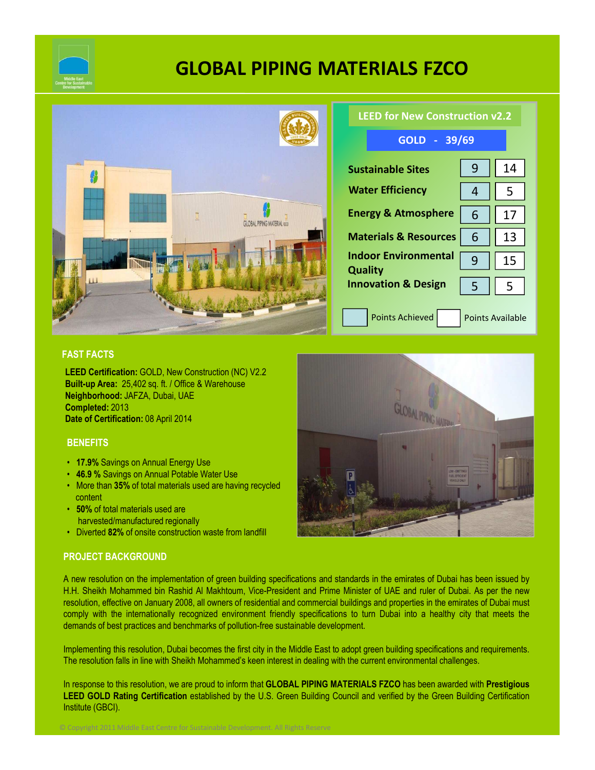# GLOBAL PIPING MATERIALS FZCO

## LEED for New Construction v2.2

**GOLD - 39/69**

| Category | Points Achieved | Points Available |
|---|---|---|
| Sustainable Sites | 9 | 14 |
| Water Efficiency | 4 | 5 |
| Energy & Atmosphere | 6 | 17 |
| Materials & Resources | 6 | 13 |
| Indoor Environmental Quality | 9 | 15 |
| Innovation & Design | 5 | 5 |

## FAST FACTS

**LEED Certification:** GOLD, New Construction (NC) V2.2
**Built-up Area:** 25,402 sq. ft. / Office & Warehouse
**Neighborhood:** JAFZA, Dubai, UAE
**Completed:** 2013
**Date of Certification:** 08 April 2014

## BENEFITS

- **17.9%** Savings on Annual Energy Use
- **46.9 %** Savings on Annual Potable Water Use
- More than **35%** of total materials used are having recycled content
- **50%** of total materials used are harvested/manufactured regionally
- Diverted **82%** of onsite construction waste from landfill

## PROJECT BACKGROUND

A new resolution on the implementation of green building specifications and standards in the emirates of Dubai has been issued by H.H. Sheikh Mohammed bin Rashid Al Makhtoum, Vice-President and Prime Minister of UAE and ruler of Dubai. As per the new resolution, effective on January 2008, all owners of residential and commercial buildings and properties in the emirates of Dubai must comply with the internationally recognized environment friendly specifications to turn Dubai into a healthy city that meets the demands of best practices and benchmarks of pollution-free sustainable development.

Implementing this resolution, Dubai becomes the first city in the Middle East to adopt green building specifications and requirements. The resolution falls in line with Sheikh Mohammed's keen interest in dealing with the current environmental challenges.

In response to this resolution, we are proud to inform that **GLOBAL PIPING MATERIALS FZCO** has been awarded with **Prestigious LEED GOLD Rating Certification** established by the U.S. Green Building Council and verified by the Green Building Certification Institute (GBCI).

© Copyright 2011 Middle East Centre for Sustainable Development. All Rights Reserve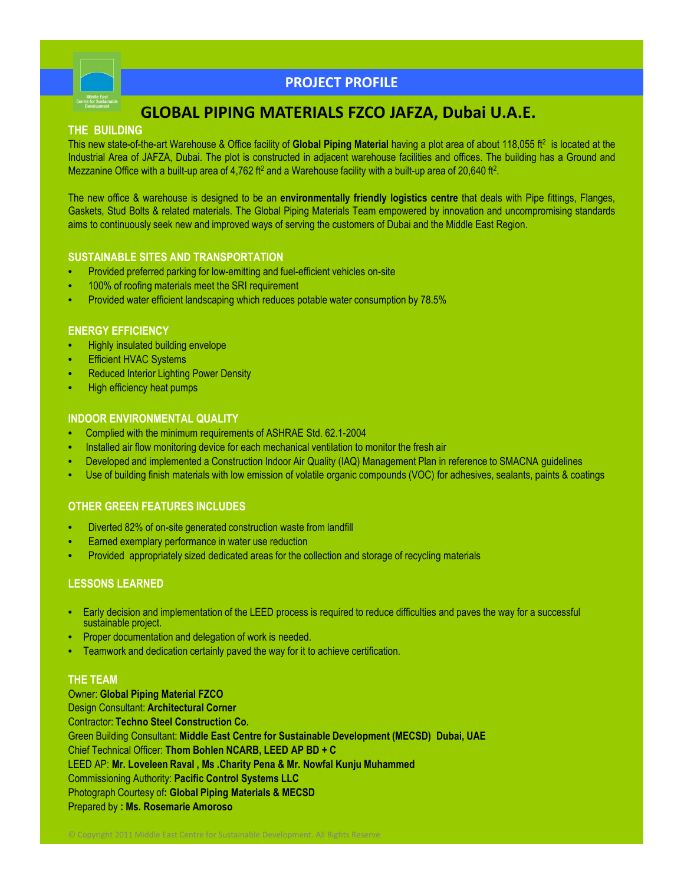## PROJECT PROFILE

# GLOBAL PIPING MATERIALS FZCO JAFZA, Dubai U.A.E.

### THE BUILDING

This new state-of-the-art Warehouse & Office facility of **Global Piping Material** having a plot area of about 118,055 $ft^2$ is located at the Industrial Area of JAFZA, Dubai. The plot is constructed in adjacent warehouse facilities and offices. The building has a Ground and Mezzanine Office with a built-up area of 4,762 $ft^2$ and a Warehouse facility with a built-up area of 20,640 $ft^2$.

The new office & warehouse is designed to be an **environmentally friendly logistics centre** that deals with Pipe fittings, Flanges, Gaskets, Stud Bolts & related materials. The Global Piping Materials Team empowered by innovation and uncompromising standards aims to continuously seek new and improved ways of serving the customers of Dubai and the Middle East Region.

### SUSTAINABLE SITES AND TRANSPORTATION

- Provided preferred parking for low-emitting and fuel-efficient vehicles on-site
- 100% of roofing materials meet the SRI requirement
- Provided water efficient landscaping which reduces potable water consumption by 78.5%

### ENERGY EFFICIENCY

- Highly insulated building envelope
- Efficient HVAC Systems
- Reduced Interior Lighting Power Density
- High efficiency heat pumps

### INDOOR ENVIRONMENTAL QUALITY

- Complied with the minimum requirements of ASHRAE Std. 62.1-2004
- Installed air flow monitoring device for each mechanical ventilation to monitor the fresh air
- Developed and implemented a Construction Indoor Air Quality (IAQ) Management Plan in reference to SMACNA guidelines
- Use of building finish materials with low emission of volatile organic compounds (VOC) for adhesives, sealants, paints & coatings

### OTHER GREEN FEATURES INCLUDES

- Diverted 82% of on-site generated construction waste from landfill
- Earned exemplary performance in water use reduction
- Provided appropriately sized dedicated areas for the collection and storage of recycling materials

### LESSONS LEARNED

- Early decision and implementation of the LEED process is required to reduce difficulties and paves the way for a successful sustainable project.
- Proper documentation and delegation of work is needed.
- Teamwork and dedication certainly paved the way for it to achieve certification.

### THE TEAM

Owner: **Global Piping Material FZCO**
Design Consultant: **Architectural Corner**
Contractor: **Techno Steel Construction Co.**
Green Building Consultant: **Middle East Centre for Sustainable Development (MECSD) Dubai, UAE**
Chief Technical Officer: **Thom Bohlen NCARB, LEED AP BD + C**
LEED AP: **Mr. Loveleen Raval , Ms .Charity Pena & Mr. Nowfal Kunju Muhammed**
Commissioning Authority: **Pacific Control Systems LLC**
Photograph Courtesy of**: Global Piping Materials & MECSD**
Prepared by **: Ms. Rosemarie Amoroso**

© Copyright 2011 Middle East Centre for Sustainable Development. All Rights Reserve